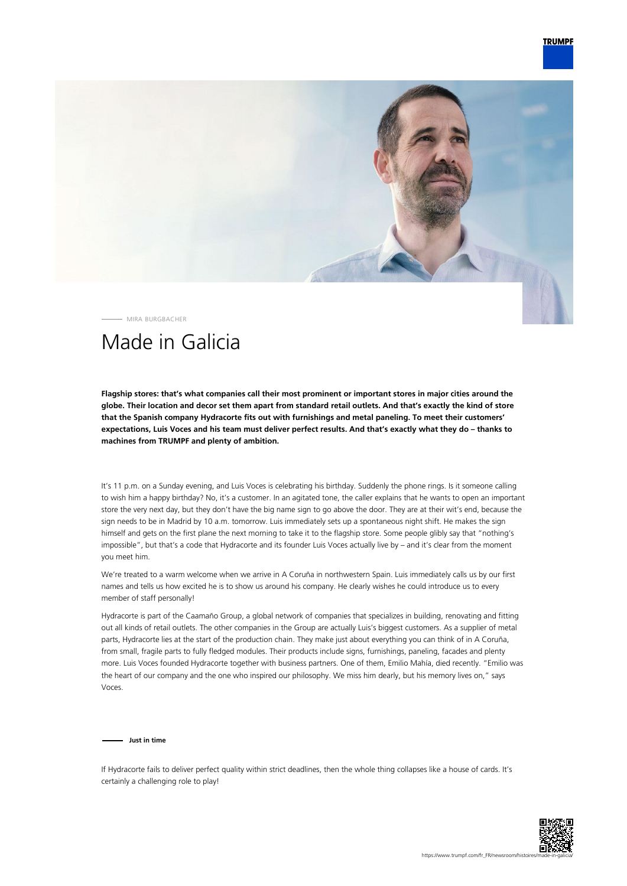MIRA BURGBACHER

# Made in Galicia

**Flagship stores: that's what companies call their most prominent or important stores in major cities around the globe. Their location and decor set them apart from standard retail outlets. And that's exactly the kind of store that the Spanish company Hydracorte fits out with furnishings and metal paneling. To meet their customers' expectations, Luis Voces and his team must deliver perfect results. And that's exactly what they do – thanks to machines from TRUMPF and plenty of ambition.**

It's 11 p.m. on a Sunday evening, and Luis Voces is celebrating his birthday. Suddenly the phone rings. Is it someone calling to wish him a happy birthday? No, it's a customer. In an agitated tone, the caller explains that he wants to open an important store the very next day, but they don't have the big name sign to go above the door. They are at their wit's end, because the sign needs to be in Madrid by 10 a.m. tomorrow. Luis immediately sets up a spontaneous night shift. He makes the sign himself and gets on the first plane the next morning to take it to the flagship store. Some people glibly say that "nothing's impossible", but that's a code that Hydracorte and its founder Luis Voces actually live by – and it's clear from the moment you meet him.

We're treated to a warm welcome when we arrive in A Coruña in northwestern Spain. Luis immediately calls us by our first names and tells us how excited he is to show us around his company. He clearly wishes he could introduce us to every member of staff personally!

Hydracorte is part of the Caamaño Group, a global network of companies that specializes in building, renovating and fitting out all kinds of retail outlets. The other companies in the Group are actually Luis's biggest customers. As a supplier of metal parts, Hydracorte lies at the start of the production chain. They make just about everything you can think of in A Coruña, from small, fragile parts to fully fledged modules. Their products include signs, furnishings, paneling, facades and plenty more. Luis Voces founded Hydracorte together with business partners. One of them, Emilio Mahía, died recently. "Emilio was the heart of our company and the one who inspired our philosophy. We miss him dearly, but his memory lives on," says Voces.

## Just in time

If Hydracorte fails to deliver perfect quality within strict deadlines, then the whole thing collapses like a house of cards. It's certainly a challenging role to play!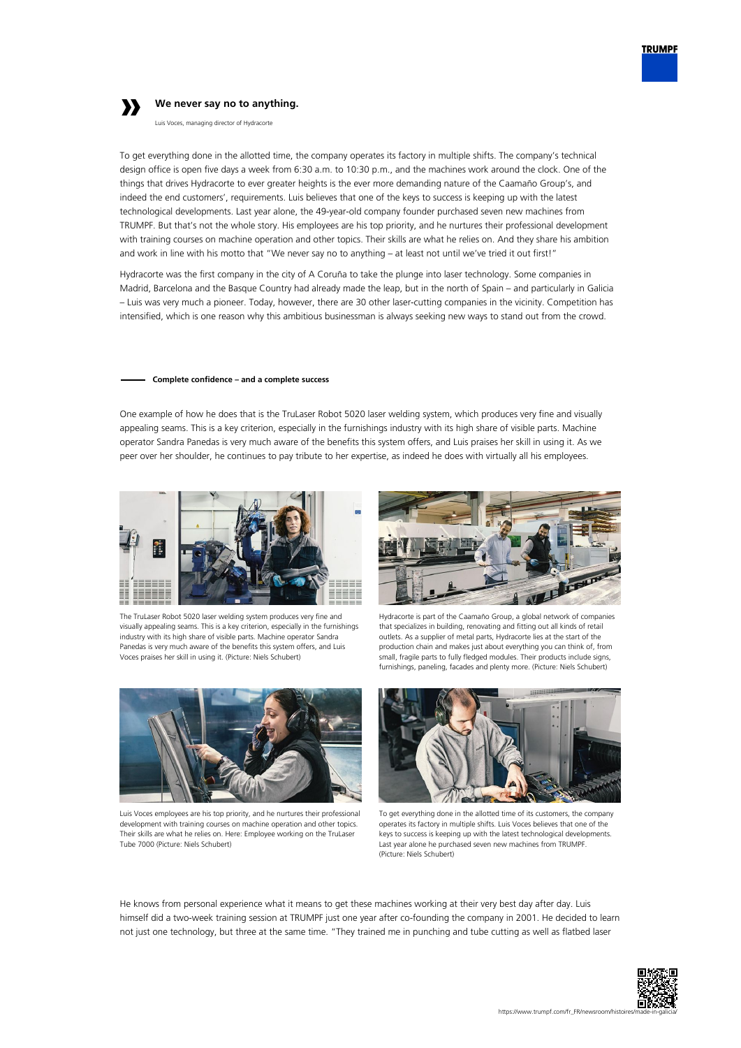» **We never say no to anything.**

Luis Voces, managing director of Hydracorte

To get everything done in the allotted time, the company operates its factory in multiple shifts. The company's technical design office is open five days a week from 6:30 a.m. to 10:30 p.m., and the machines work around the clock. One of the things that drives Hydracorte to ever greater heights is the ever more demanding nature of the Caamaño Group's, and indeed the end customers', requirements. Luis believes that one of the keys to success is keeping up with the latest technological developments. Last year alone, the 49-year-old company founder purchased seven new machines from TRUMPF. But that's not the whole story. His employees are his top priority, and he nurtures their professional development with training courses on machine operation and other topics. Their skills are what he relies on. And they share his ambition and work in line with his motto that "We never say no to anything – at least not until we've tried it out first!"

Hydracorte was the first company in the city of A Coruña to take the plunge into laser technology. Some companies in Madrid, Barcelona and the Basque Country had already made the leap, but in the north of Spain – and particularly in Galicia – Luis was very much a pioneer. Today, however, there are 30 other laser-cutting companies in the vicinity. Competition has intensified, which is one reason why this ambitious businessman is always seeking new ways to stand out from the crowd.

## Complete confidence – and a complete success

One example of how he does that is the TruLaser Robot 5020 laser welding system, which produces very fine and visually appealing seams. This is a key criterion, especially in the furnishings industry with its high share of visible parts. Machine operator Sandra Panedas is very much aware of the benefits this system offers, and Luis praises her skill in using it. As we peer over her shoulder, he continues to pay tribute to her expertise, as indeed he does with virtually all his employees.

The TruLaser Robot 5020 laser welding system produces very fine and visually appealing seams. This is a key criterion, especially in the furnishings industry with its high share of visible parts. Machine operator Sandra Panedas is very much aware of the benefits this system offers, and Luis Voces praises her skill in using it. (Picture: Niels Schubert)

Hydracorte is part of the Caamaño Group, a global network of companies that specializes in building, renovating and fitting out all kinds of retail outlets. As a supplier of metal parts, Hydracorte lies at the start of the production chain and makes just about everything you can think of, from small, fragile parts to fully fledged modules. Their products include signs, furnishings, paneling, facades and plenty more. (Picture: Niels Schubert)

Luis Voces employees are his top priority, and he nurtures their professional development with training courses on machine operation and other topics. Their skills are what he relies on. Here: Employee working on the TruLaser Tube 7000 (Picture: Niels Schubert)

To get everything done in the allotted time of its customers, the company operates its factory in multiple shifts. Luis Voces believes that one of the keys to success is keeping up with the latest technological developments. Last year alone he purchased seven new machines from TRUMPF. (Picture: Niels Schubert)

He knows from personal experience what it means to get these machines working at their very best day after day. Luis himself did a two-week training session at TRUMPF just one year after co-founding the company in 2001. He decided to learn not just one technology, but three at the same time. "They trained me in punching and tube cutting as well as flatbed laser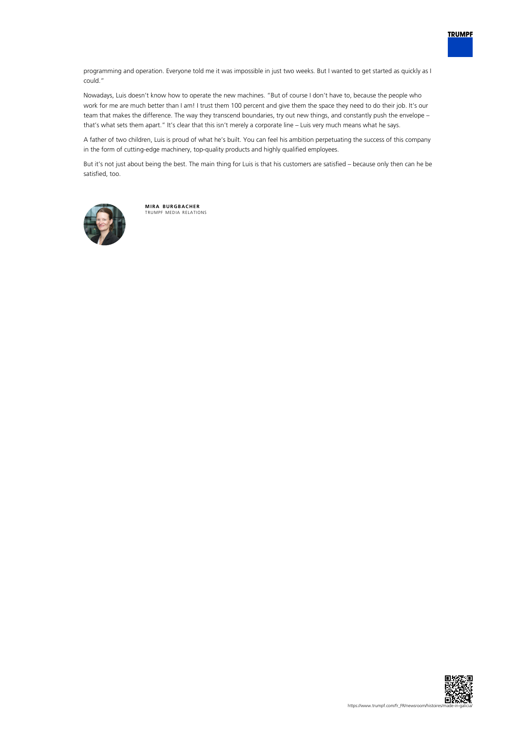programming and operation. Everyone told me it was impossible in just two weeks. But I wanted to get started as quickly as I could."

Nowadays, Luis doesn't know how to operate the new machines. "But of course I don't have to, because the people who work for me are much better than I am! I trust them 100 percent and give them the space they need to do their job. It's our team that makes the difference. The way they transcend boundaries, try out new things, and constantly push the envelope – that's what sets them apart." It's clear that this isn't merely a corporate line – Luis very much means what he says.

A father of two children, Luis is proud of what he's built. You can feel his ambition perpetuating the success of this company in the form of cutting-edge machinery, top-quality products and highly qualified employees.

But it's not just about being the best. The main thing for Luis is that his customers are satisfied – because only then can he be satisfied, too.

**MIRA BURGBACHER**
TRUMPF MEDIA RELATIONS

https://www.trumpf.com/fr_FR/newsroom/histoires/made-in-galicia/